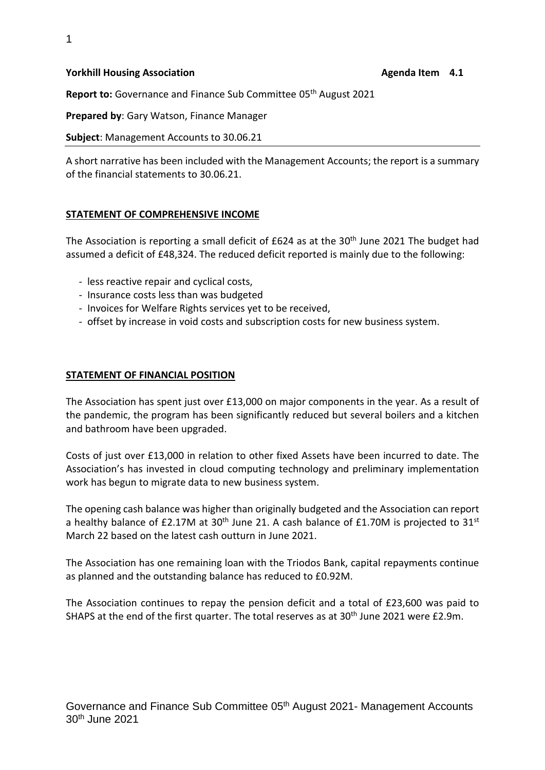**Yorkhill Housing Association** **Agenda Item 4.1**

**Report to:** Governance and Finance Sub Committee 05th August 2021

**Prepared by**: Gary Watson, Finance Manager

**Subject**: Management Accounts to 30.06.21

A short narrative has been included with the Management Accounts; the report is a summary of the financial statements to 30.06.21.

## STATEMENT OF COMPREHENSIVE INCOME

The Association is reporting a small deficit of £624 as at the 30th June 2021 The budget had assumed a deficit of £48,324. The reduced deficit reported is mainly due to the following:

- less reactive repair and cyclical costs,
- Insurance costs less than was budgeted
- Invoices for Welfare Rights services yet to be received,
- offset by increase in void costs and subscription costs for new business system.

## STATEMENT OF FINANCIAL POSITION

The Association has spent just over £13,000 on major components in the year. As a result of the pandemic, the program has been significantly reduced but several boilers and a kitchen and bathroom have been upgraded.

Costs of just over £13,000 in relation to other fixed Assets have been incurred to date. The Association's has invested in cloud computing technology and preliminary implementation work has begun to migrate data to new business system.

The opening cash balance was higher than originally budgeted and the Association can report a healthy balance of £2.17M at 30th June 21. A cash balance of £1.70M is projected to 31st March 22 based on the latest cash outturn in June 2021.

The Association has one remaining loan with the Triodos Bank, capital repayments continue as planned and the outstanding balance has reduced to £0.92M.

The Association continues to repay the pension deficit and a total of £23,600 was paid to SHAPS at the end of the first quarter. The total reserves as at 30th June 2021 were £2.9m.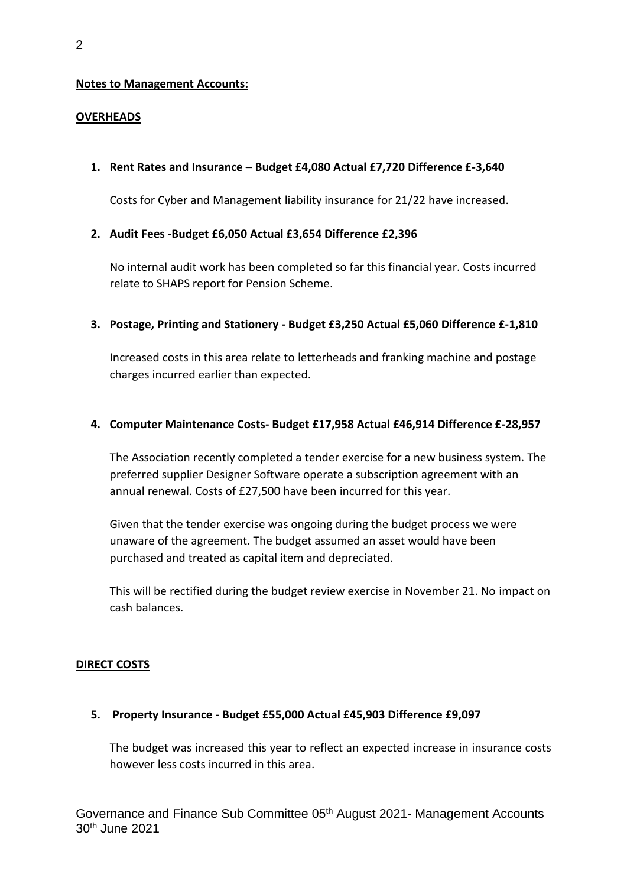**Notes to Management Accounts:**

**OVERHEADS**

1. **Rent Rates and Insurance – Budget £4,080 Actual £7,720 Difference £-3,640**

   Costs for Cyber and Management liability insurance for 21/22 have increased.

2. **Audit Fees -Budget £6,050 Actual £3,654 Difference £2,396**

   No internal audit work has been completed so far this financial year. Costs incurred relate to SHAPS report for Pension Scheme.

3. **Postage, Printing and Stationery - Budget £3,250 Actual £5,060 Difference £-1,810**

   Increased costs in this area relate to letterheads and franking machine and postage charges incurred earlier than expected.

4. **Computer Maintenance Costs- Budget £17,958 Actual £46,914 Difference £-28,957**

   The Association recently completed a tender exercise for a new business system. The preferred supplier Designer Software operate a subscription agreement with an annual renewal. Costs of £27,500 have been incurred for this year.

   Given that the tender exercise was ongoing during the budget process we were unaware of the agreement. The budget assumed an asset would have been purchased and treated as capital item and depreciated.

   This will be rectified during the budget review exercise in November 21. No impact on cash balances.

**DIRECT COSTS**

5. **Property Insurance - Budget £55,000 Actual £45,903 Difference £9,097**

   The budget was increased this year to reflect an expected increase in insurance costs however less costs incurred in this area.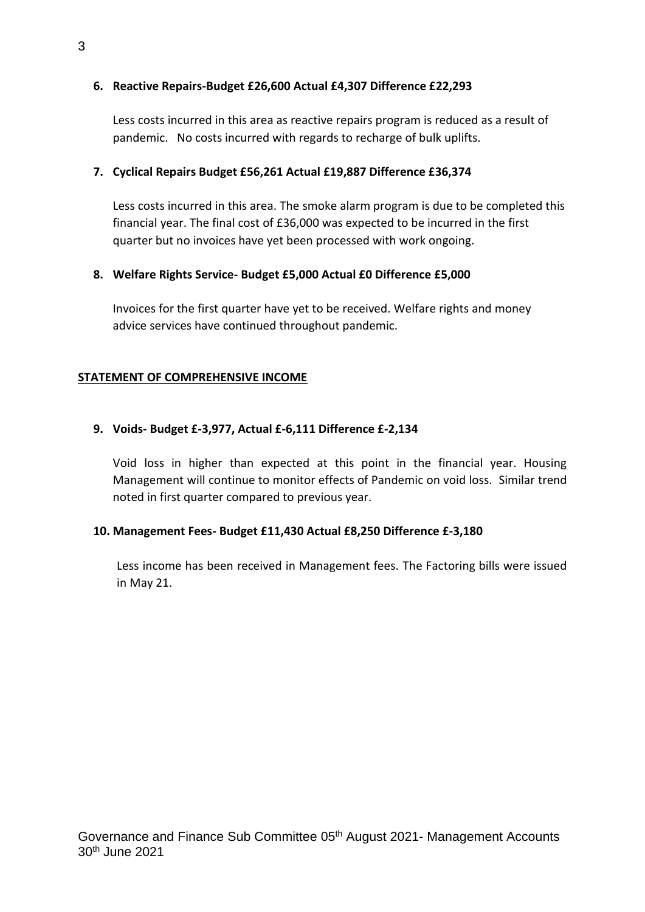**6. Reactive Repairs-Budget £26,600 Actual £4,307 Difference £22,293**

Less costs incurred in this area as reactive repairs program is reduced as a result of pandemic. No costs incurred with regards to recharge of bulk uplifts.

**7. Cyclical Repairs Budget £56,261 Actual £19,887 Difference £36,374**

Less costs incurred in this area. The smoke alarm program is due to be completed this financial year. The final cost of £36,000 was expected to be incurred in the first quarter but no invoices have yet been processed with work ongoing.

**8. Welfare Rights Service- Budget £5,000 Actual £0 Difference £5,000**

Invoices for the first quarter have yet to be received. Welfare rights and money advice services have continued throughout pandemic.

**STATEMENT OF COMPREHENSIVE INCOME**

**9. Voids- Budget £-3,977, Actual £-6,111 Difference £-2,134**

Void loss in higher than expected at this point in the financial year. Housing Management will continue to monitor effects of Pandemic on void loss. Similar trend noted in first quarter compared to previous year.

**10. Management Fees- Budget £11,430 Actual £8,250 Difference £-3,180**

Less income has been received in Management fees. The Factoring bills were issued in May 21.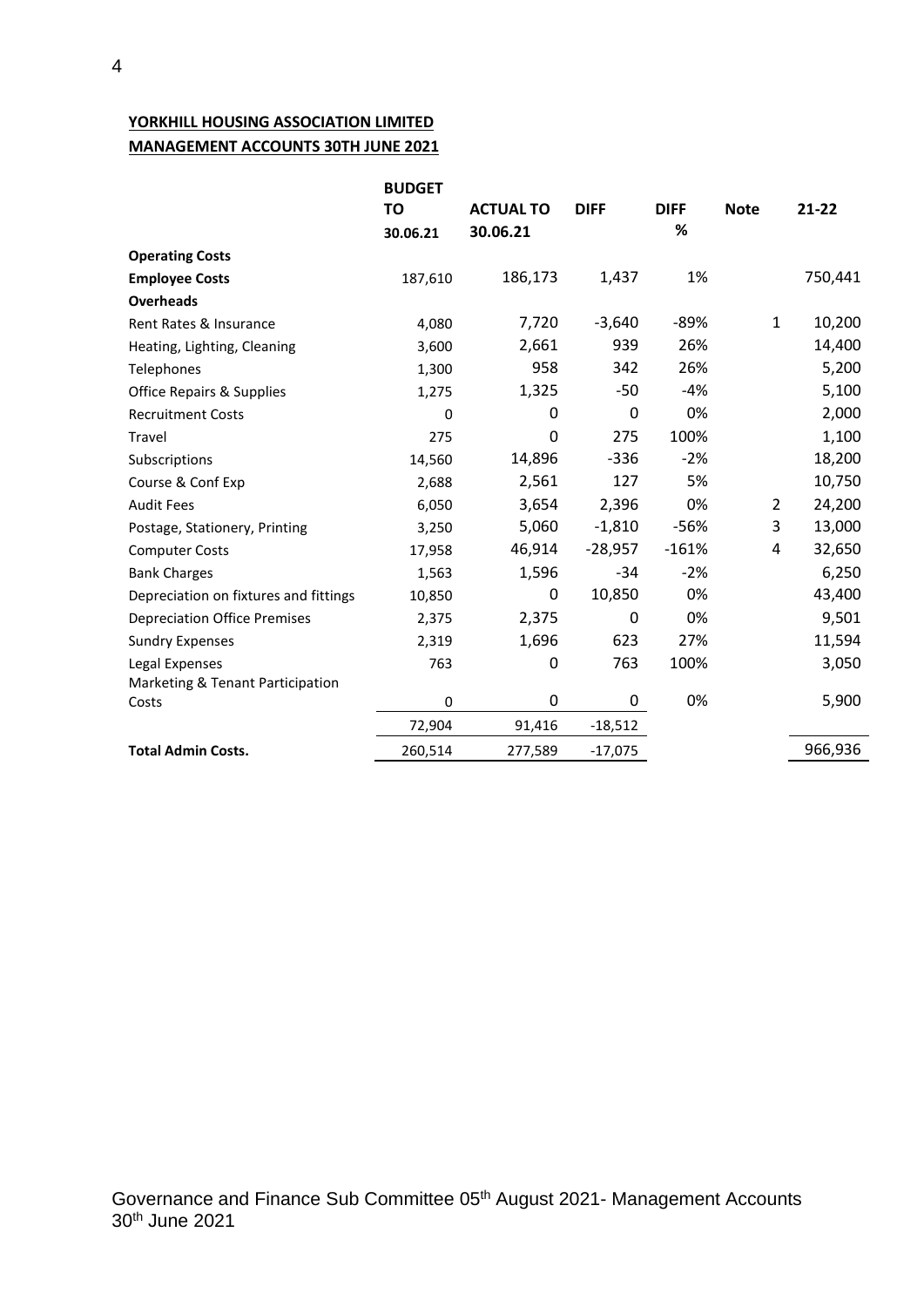**YORKHILL HOUSING ASSOCIATION LIMITED**
**MANAGEMENT ACCOUNTS 30TH JUNE 2021**

| | BUDGET TO 30.06.21 | ACTUAL TO 30.06.21 | DIFF | DIFF % | Note | 21-22 |
|---|---|---|---|---|---|---|
| **Operating Costs** | | | | | | |
| **Employee Costs** | 187,610 | 186,173 | 1,437 | 1% | | 750,441 |
| **Overheads** | | | | | | |
| Rent Rates & Insurance | 4,080 | 7,720 | -3,640 | -89% | 1 | 10,200 |
| Heating, Lighting, Cleaning | 3,600 | 2,661 | 939 | 26% | | 14,400 |
| Telephones | 1,300 | 958 | 342 | 26% | | 5,200 |
| Office Repairs & Supplies | 1,275 | 1,325 | -50 | -4% | | 5,100 |
| Recruitment Costs | 0 | 0 | 0 | 0% | | 2,000 |
| Travel | 275 | 0 | 275 | 100% | | 1,100 |
| Subscriptions | 14,560 | 14,896 | -336 | -2% | | 18,200 |
| Course & Conf Exp | 2,688 | 2,561 | 127 | 5% | | 10,750 |
| Audit Fees | 6,050 | 3,654 | 2,396 | 0% | 2 | 24,200 |
| Postage, Stationery, Printing | 3,250 | 5,060 | -1,810 | -56% | 3 | 13,000 |
| Computer Costs | 17,958 | 46,914 | -28,957 | -161% | 4 | 32,650 |
| Bank Charges | 1,563 | 1,596 | -34 | -2% | | 6,250 |
| Depreciation on fixtures and fittings | 10,850 | 0 | 10,850 | 0% | | 43,400 |
| Depreciation Office Premises | 2,375 | 2,375 | 0 | 0% | | 9,501 |
| Sundry Expenses | 2,319 | 1,696 | 623 | 27% | | 11,594 |
| Legal Expenses | 763 | 0 | 763 | 100% | | 3,050 |
| Marketing & Tenant Participation Costs | 0 | 0 | 0 | 0% | | 5,900 |
| | 72,904 | 91,416 | -18,512 | | | |
| **Total Admin Costs.** | 260,514 | 277,589 | -17,075 | | | 966,936 |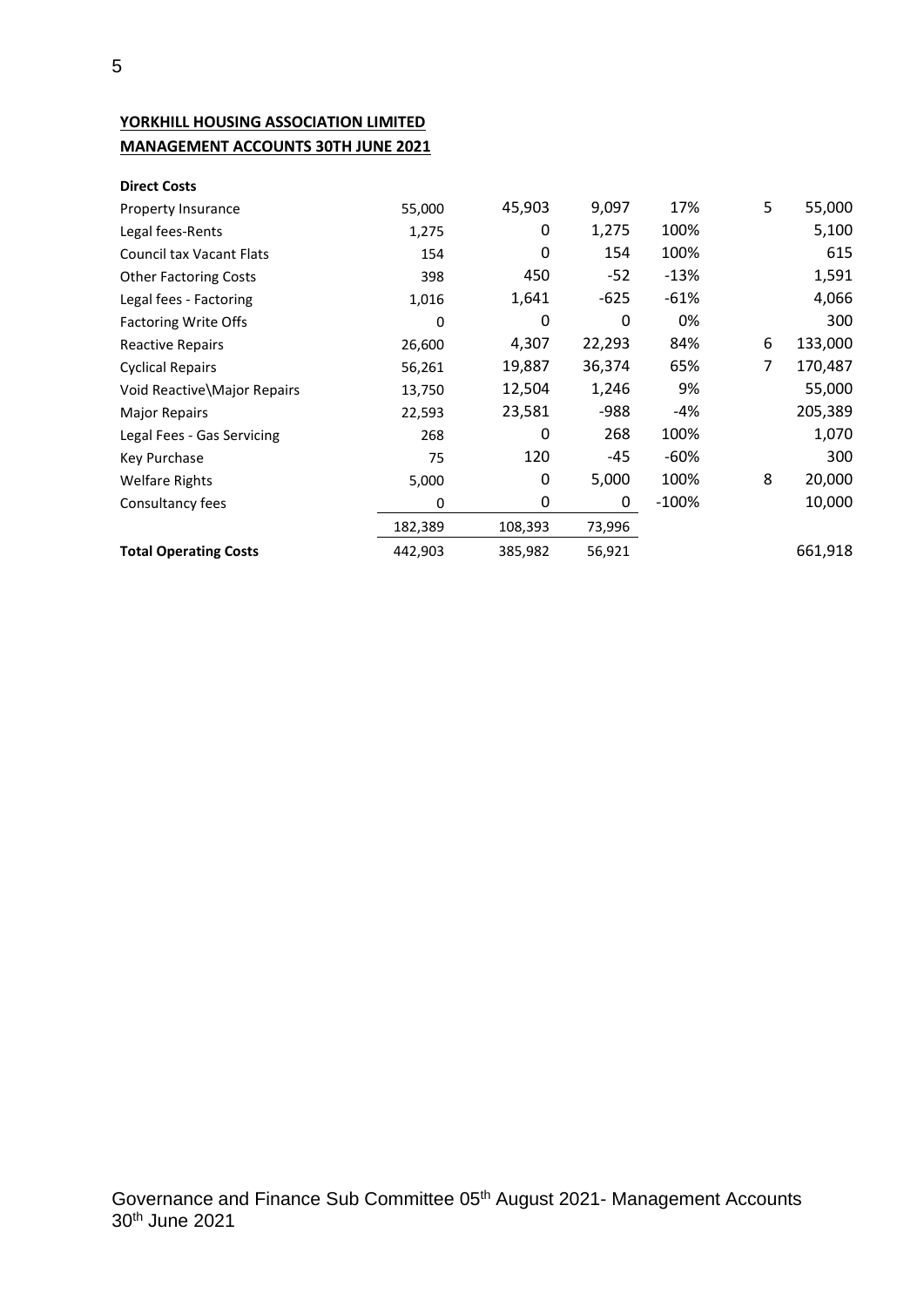**YORKHILL HOUSING ASSOCIATION LIMITED**
**MANAGEMENT ACCOUNTS 30TH JUNE 2021**

| **Direct Costs** | | | | | | |
|---|---|---|---|---|---|---|
| Property Insurance | 55,000 | 45,903 | 9,097 | 17% | 5 | 55,000 |
| Legal fees-Rents | 1,275 | 0 | 1,275 | 100% | | 5,100 |
| Council tax Vacant Flats | 154 | 0 | 154 | 100% | | 615 |
| Other Factoring Costs | 398 | 450 | -52 | -13% | | 1,591 |
| Legal fees - Factoring | 1,016 | 1,641 | -625 | -61% | | 4,066 |
| Factoring Write Offs | 0 | 0 | 0 | 0% | | 300 |
| Reactive Repairs | 26,600 | 4,307 | 22,293 | 84% | 6 | 133,000 |
| Cyclical Repairs | 56,261 | 19,887 | 36,374 | 65% | 7 | 170,487 |
| Void Reactive\Major Repairs | 13,750 | 12,504 | 1,246 | 9% | | 55,000 |
| Major Repairs | 22,593 | 23,581 | -988 | -4% | | 205,389 |
| Legal Fees - Gas Servicing | 268 | 0 | 268 | 100% | | 1,070 |
| Key Purchase | 75 | 120 | -45 | -60% | | 300 |
| Welfare Rights | 5,000 | 0 | 5,000 | 100% | 8 | 20,000 |
| Consultancy fees | 0 | 0 | 0 | -100% | | 10,000 |
| | 182,389 | 108,393 | 73,996 | | | |
| **Total Operating Costs** | 442,903 | 385,982 | 56,921 | | | 661,918 |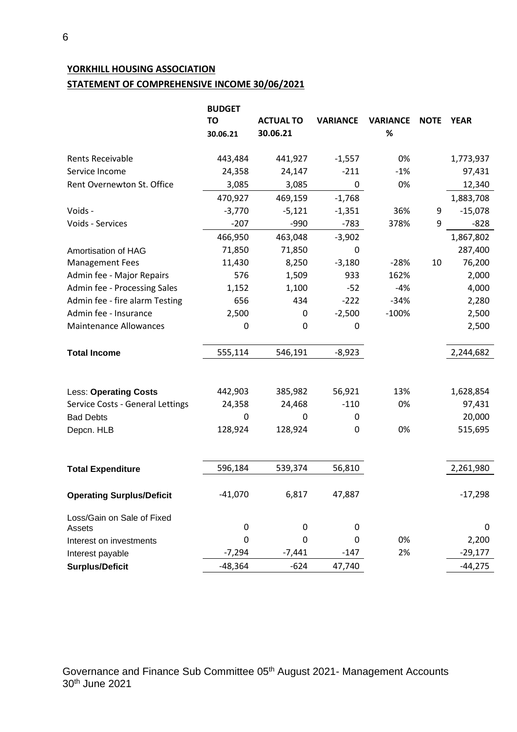**YORKHILL HOUSING ASSOCIATION**

**STATEMENT OF COMPREHENSIVE INCOME 30/06/2021**

| | BUDGET TO 30.06.21 | ACTUAL TO 30.06.21 | VARIANCE | VARIANCE % | NOTE | YEAR |
|---|---|---|---|---|---|---|
| Rents Receivable | 443,484 | 441,927 | -1,557 | 0% | | 1,773,937 |
| Service Income | 24,358 | 24,147 | -211 | -1% | | 97,431 |
| Rent Overnewton St. Office | 3,085 | 3,085 | 0 | 0% | | 12,340 |
| | 470,927 | 469,159 | -1,768 | | | 1,883,708 |
| Voids - | -3,770 | -5,121 | -1,351 | 36% | 9 | -15,078 |
| Voids - Services | -207 | -990 | -783 | 378% | 9 | -828 |
| | 466,950 | 463,048 | -3,902 | | | 1,867,802 |
| Amortisation of HAG | 71,850 | 71,850 | 0 | | | 287,400 |
| Management Fees | 11,430 | 8,250 | -3,180 | -28% | 10 | 76,200 |
| Admin fee - Major Repairs | 576 | 1,509 | 933 | 162% | | 2,000 |
| Admin fee - Processing Sales | 1,152 | 1,100 | -52 | -4% | | 4,000 |
| Admin fee - fire alarm Testing | 656 | 434 | -222 | -34% | | 2,280 |
| Admin fee - Insurance | 2,500 | 0 | -2,500 | -100% | | 2,500 |
| Maintenance Allowances | 0 | 0 | 0 | | | 2,500 |
| **Total Income** | 555,114 | 546,191 | -8,923 | | | 2,244,682 |
| Less: **Operating Costs** | 442,903 | 385,982 | 56,921 | 13% | | 1,628,854 |
| Service Costs - General Lettings | 24,358 | 24,468 | -110 | 0% | | 97,431 |
| Bad Debts | 0 | 0 | 0 | | | 20,000 |
| Depcn. HLB | 128,924 | 128,924 | 0 | 0% | | 515,695 |
| **Total Expenditure** | 596,184 | 539,374 | 56,810 | | | 2,261,980 |
| **Operating Surplus/Deficit** | -41,070 | 6,817 | 47,887 | | | -17,298 |
| Loss/Gain on Sale of Fixed Assets | 0 | 0 | 0 | | | 0 |
| Interest on investments | 0 | 0 | 0 | 0% | | 2,200 |
| Interest payable | -7,294 | -7,441 | -147 | 2% | | -29,177 |
| **Surplus/Deficit** | -48,364 | -624 | 47,740 | | | -44,275 |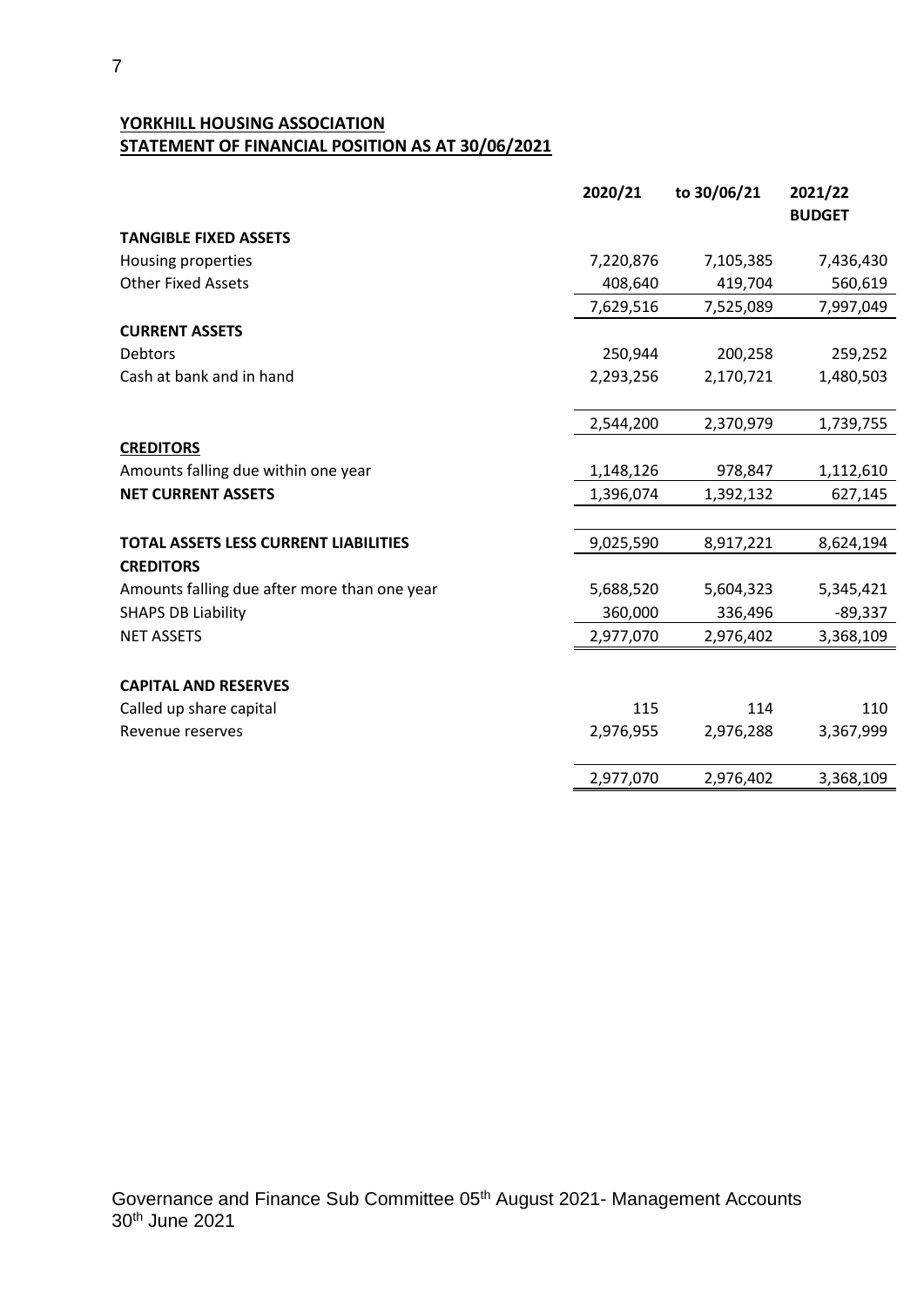**YORKHILL HOUSING ASSOCIATION**
**STATEMENT OF FINANCIAL POSITION AS AT 30/06/2021**

| | 2020/21 | to 30/06/21 | 2021/22 BUDGET |
|---|---|---|---|
| **TANGIBLE FIXED ASSETS** | | | |
| Housing properties | 7,220,876 | 7,105,385 | 7,436,430 |
| Other Fixed Assets | 408,640 | 419,704 | 560,619 |
| | 7,629,516 | 7,525,089 | 7,997,049 |
| **CURRENT ASSETS** | | | |
| Debtors | 250,944 | 200,258 | 259,252 |
| Cash at bank and in hand | 2,293,256 | 2,170,721 | 1,480,503 |
| | 2,544,200 | 2,370,979 | 1,739,755 |
| **CREDITORS** | | | |
| Amounts falling due within one year | 1,148,126 | 978,847 | 1,112,610 |
| **NET CURRENT ASSETS** | 1,396,074 | 1,392,132 | 627,145 |
| **TOTAL ASSETS LESS CURRENT LIABILITIES** | 9,025,590 | 8,917,221 | 8,624,194 |
| **CREDITORS** | | | |
| Amounts falling due after more than one year | 5,688,520 | 5,604,323 | 5,345,421 |
| SHAPS DB Liability | 360,000 | 336,496 | -89,337 |
| NET ASSETS | 2,977,070 | 2,976,402 | 3,368,109 |
| **CAPITAL AND RESERVES** | | | |
| Called up share capital | 115 | 114 | 110 |
| Revenue reserves | 2,976,955 | 2,976,288 | 3,367,999 |
| | 2,977,070 | 2,976,402 | 3,368,109 |

Governance and Finance Sub Committee 05th August 2021- Management Accounts 30th June 2021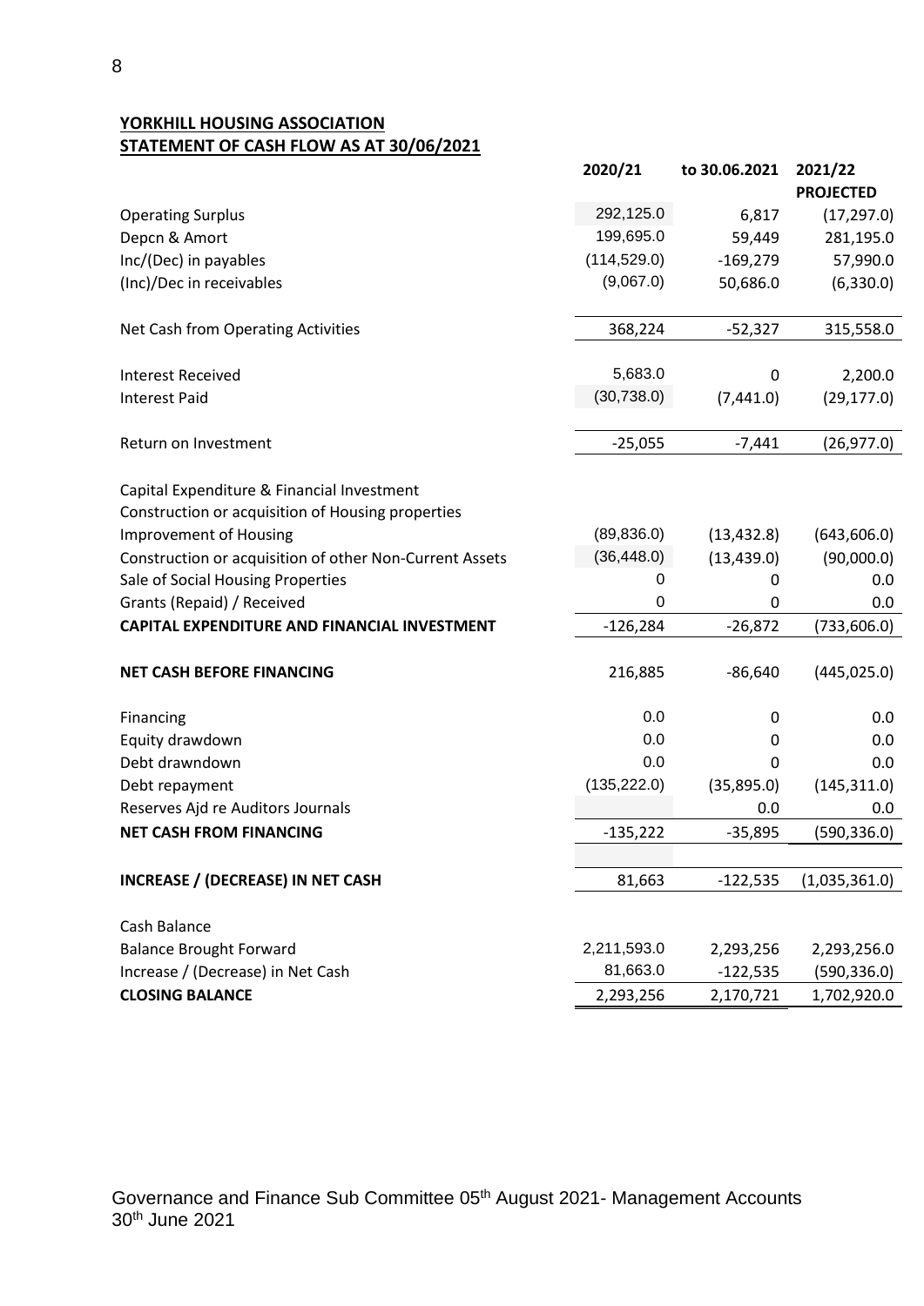## YORKHILL HOUSING ASSOCIATION
## STATEMENT OF CASH FLOW AS AT 30/06/2021

| | 2020/21 | to 30.06.2021 | 2021/22 PROJECTED |
|---|---|---|---|
| Operating Surplus | 292,125.0 | 6,817 | (17,297.0) |
| Depcn & Amort | 199,695.0 | 59,449 | 281,195.0 |
| Inc/(Dec) in payables | (114,529.0) | -169,279 | 57,990.0 |
| (Inc)/Dec in receivables | (9,067.0) | 50,686.0 | (6,330.0) |
| Net Cash from Operating Activities | 368,224 | -52,327 | 315,558.0 |
| Interest Received | 5,683.0 | 0 | 2,200.0 |
| Interest Paid | (30,738.0) | (7,441.0) | (29,177.0) |
| Return on Investment | -25,055 | -7,441 | (26,977.0) |
| Capital Expenditure & Financial Investment | | | |
| Construction or acquisition of Housing properties | | | |
| Improvement of Housing | (89,836.0) | (13,432.8) | (643,606.0) |
| Construction or acquisition of other Non-Current Assets | (36,448.0) | (13,439.0) | (90,000.0) |
| Sale of Social Housing Properties | 0 | 0 | 0.0 |
| Grants (Repaid) / Received | 0 | 0 | 0.0 |
| **CAPITAL EXPENDITURE AND FINANCIAL INVESTMENT** | -126,284 | -26,872 | (733,606.0) |
| **NET CASH BEFORE FINANCING** | 216,885 | -86,640 | (445,025.0) |
| Financing | 0.0 | 0 | 0.0 |
| Equity drawdown | 0.0 | 0 | 0.0 |
| Debt drawndown | 0.0 | 0 | 0.0 |
| Debt repayment | (135,222.0) | (35,895.0) | (145,311.0) |
| Reserves Ajd re Auditors Journals | | 0.0 | 0.0 |
| **NET CASH FROM FINANCING** | -135,222 | -35,895 | (590,336.0) |
| **INCREASE / (DECREASE) IN NET CASH** | 81,663 | -122,535 | (1,035,361.0) |
| Cash Balance | | | |
| Balance Brought Forward | 2,211,593.0 | 2,293,256 | 2,293,256.0 |
| Increase / (Decrease) in Net Cash | 81,663.0 | -122,535 | (590,336.0) |
| **CLOSING BALANCE** | 2,293,256 | 2,170,721 | 1,702,920.0 |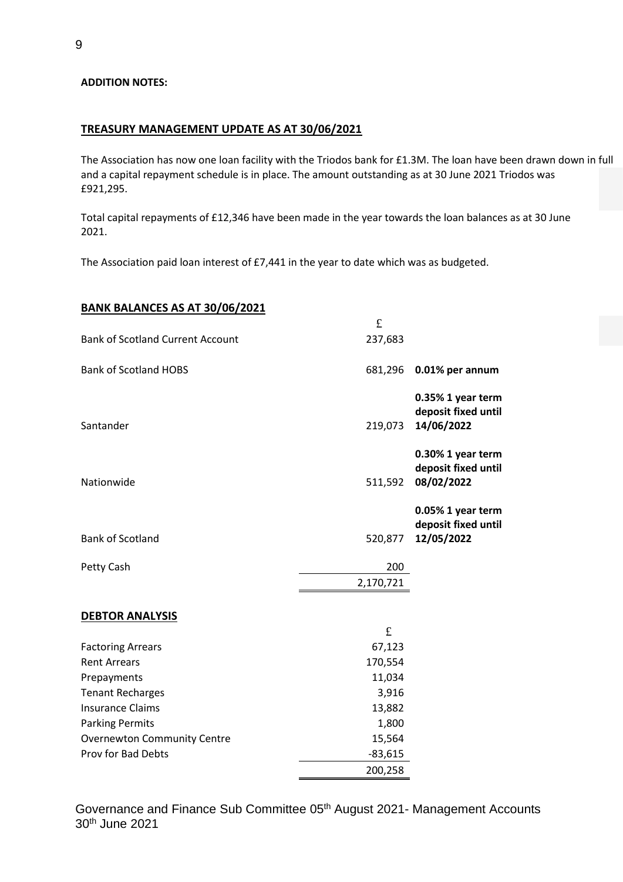**ADDITION NOTES:**

## TREASURY MANAGEMENT UPDATE AS AT 30/06/2021

The Association has now one loan facility with the Triodos bank for £1.3M. The loan have been drawn down in full and a capital repayment schedule is in place. The amount outstanding as at 30 June 2021 Triodos was £921,295.

Total capital repayments of £12,346 have been made in the year towards the loan balances as at 30 June 2021.

The Association paid loan interest of £7,441 in the year to date which was as budgeted.

## BANK BALANCES AS AT 30/06/2021

| | £ | |
|---|---|---|
| Bank of Scotland Current Account | 237,683 | |
| Bank of Scotland HOBS | 681,296 | **0.01% per annum** |
| Santander | 219,073 | **0.35% 1 year term deposit fixed until 14/06/2022** |
| Nationwide | 511,592 | **0.30% 1 year term deposit fixed until 08/02/2022** |
| Bank of Scotland | 520,877 | **0.05% 1 year term deposit fixed until 12/05/2022** |
| Petty Cash | 200 | |
| | 2,170,721 | |

## DEBTOR ANALYSIS

| | £ |
|---|---|
| Factoring Arrears | 67,123 |
| Rent Arrears | 170,554 |
| Prepayments | 11,034 |
| Tenant Recharges | 3,916 |
| Insurance Claims | 13,882 |
| Parking Permits | 1,800 |
| Overnewton Community Centre | 15,564 |
| Prov for Bad Debts | -83,615 |
| | 200,258 |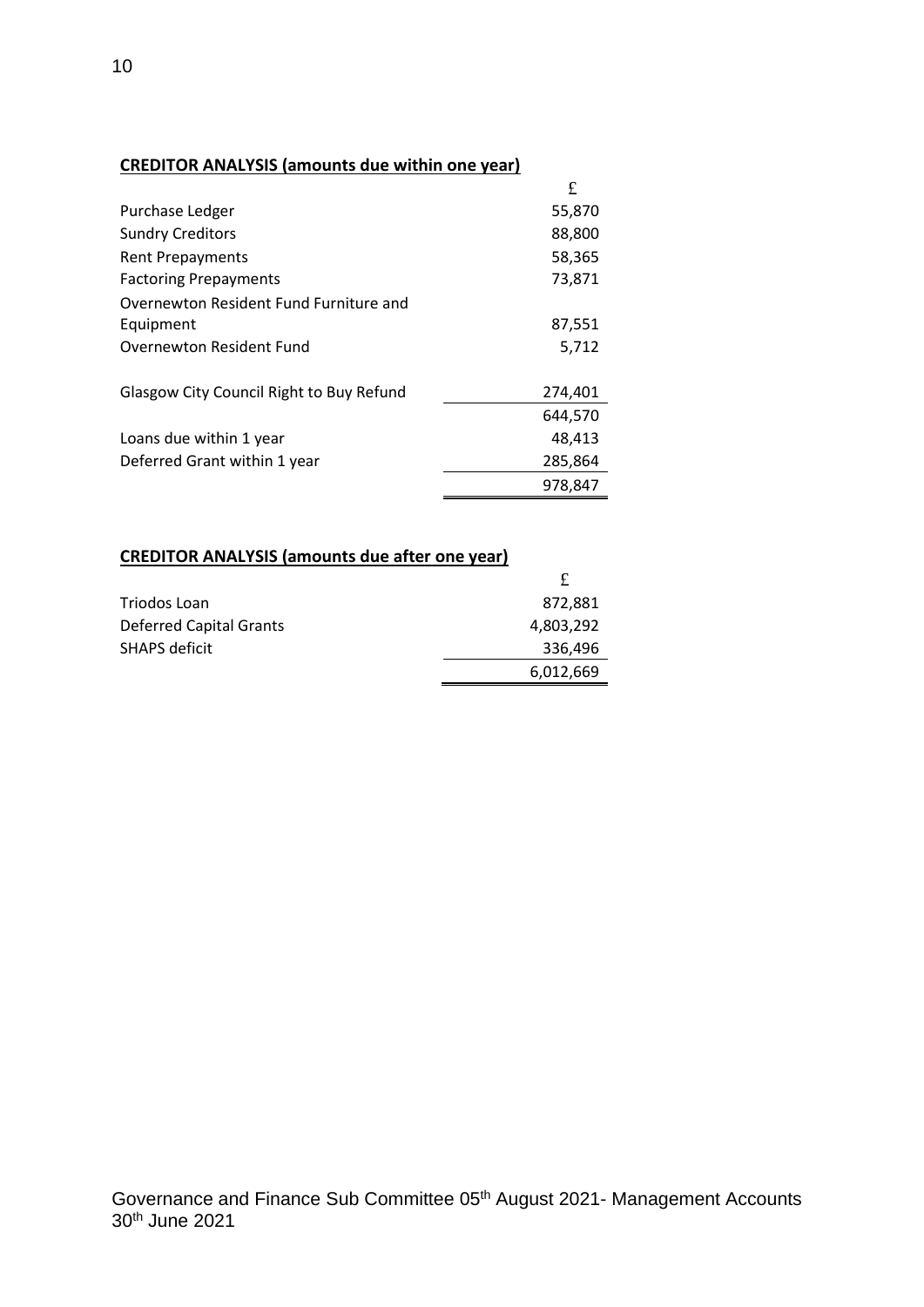**CREDITOR ANALYSIS (amounts due within one year)**

| | £ |
|---|---|
| Purchase Ledger | 55,870 |
| Sundry Creditors | 88,800 |
| Rent Prepayments | 58,365 |
| Factoring Prepayments | 73,871 |
| Overnewton Resident Fund Furniture and Equipment | 87,551 |
| Overnewton Resident Fund | 5,712 |
| Glasgow City Council Right to Buy Refund | 274,401 |
| | 644,570 |
| Loans due within 1 year | 48,413 |
| Deferred Grant within 1 year | 285,864 |
| | 978,847 |

**CREDITOR ANALYSIS (amounts due after one year)**

| | £ |
|---|---|
| Triodos Loan | 872,881 |
| Deferred Capital Grants | 4,803,292 |
| SHAPS deficit | 336,496 |
| | 6,012,669 |